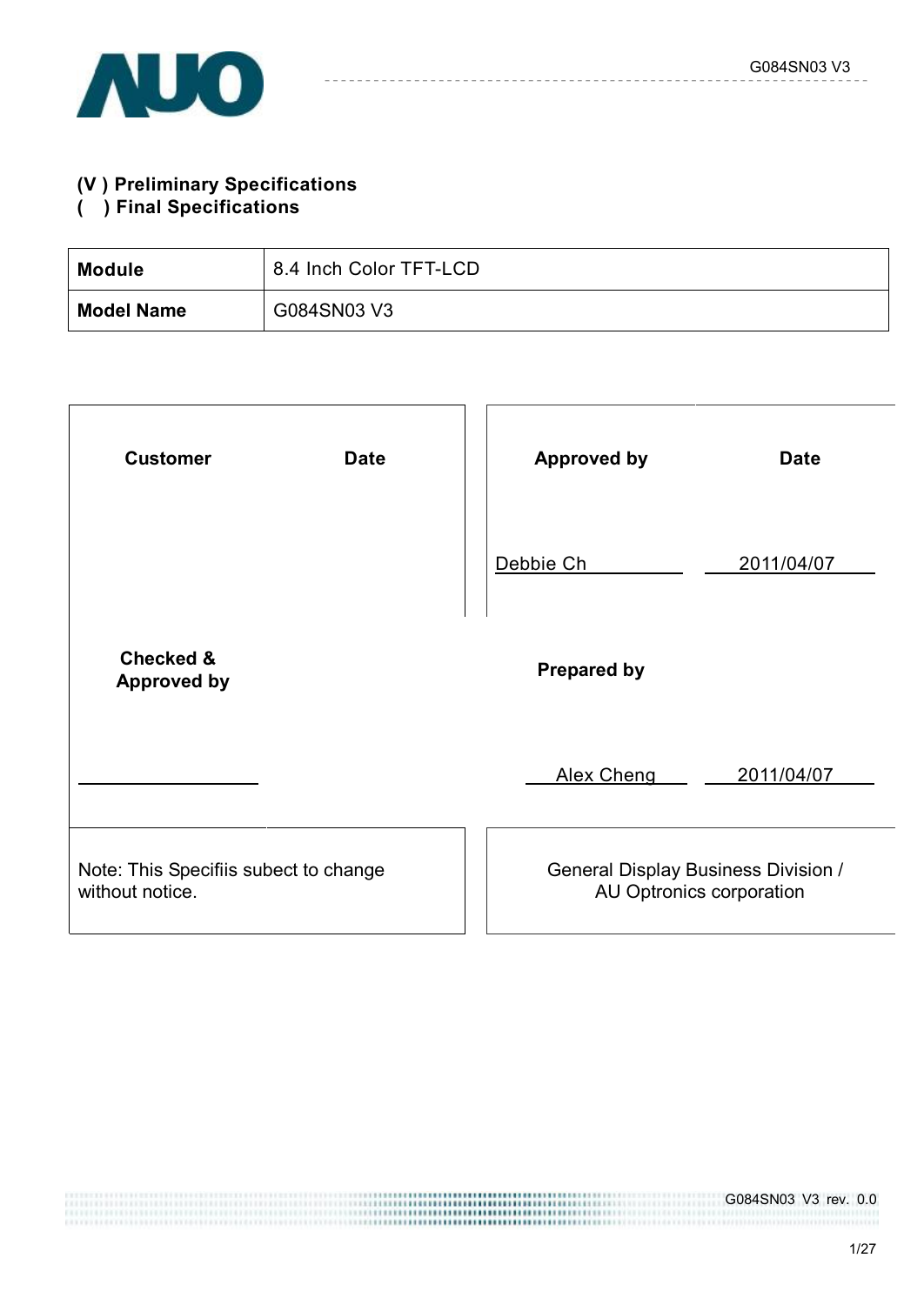(V ) Preliminary Specifications
(   ) Final Specifications

| Module | 8.4 Inch Color TFT-LCD |
|---|---|
| Model Name | G084SN03 V3 |

| Customer | Date | Approved by | Date |
|---|---|---|---|
| | | Debbie Ch | 2011/04/07 |
| Checked & Approved by | | Prepared by | |
| | | Alex Cheng | 2011/04/07 |
| Note: This Specifiis subect to change without notice. | | General Display Business Division / AU Optronics corporation | |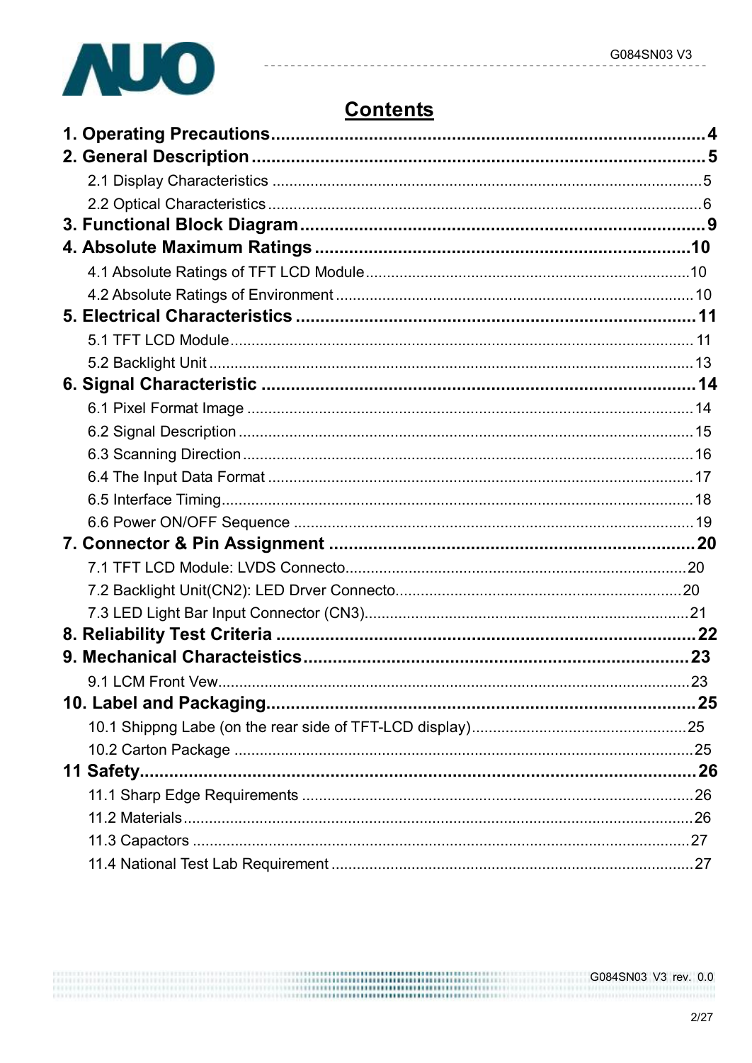# Contents

**1. Operating Precautions........................................................................................4**

**2. General Description..........................................................................................5**

2.1 Display Characteristics ....................................................................................5

2.2 Optical Characteristics .....................................................................................6

**3. Functional Block Diagram.................................................................................9**

**4. Absolute Maximum Ratings ............................................................................10**

4.1 Absolute Ratings of TFT LCD Module...........................................................10

4.2 Absolute Ratings of Environment ..................................................................10

**5. Electrical Characteristics ................................................................................11**

5.1 TFT LCD Module............................................................................................ 11

5.2 Backlight Unit .................................................................................................13

**6. Signal Characteristic .......................................................................................14**

6.1 Pixel Format Image ........................................................................................14

6.2 Signal Description ..........................................................................................15

6.3 Scanning Direction .........................................................................................16

6.4 The Input Data Format ...................................................................................17

6.5 Interface Timing..............................................................................................18

6.6 Power ON/OFF Sequence ..............................................................................19

**7. Connector & Pin Assignment .........................................................................20**

7.1 TFT LCD Module: LVDS Connecto................................................................20

7.2 Backlight Unit(CN2): LED Drver Connecto...................................................20

7.3 LED Light Bar Input Connector (CN3)............................................................21

**8. Reliability Test Criteria ....................................................................................22**

**9. Mechanical Characteistics.............................................................................23**

9.1 LCM Front Vew...............................................................................................23

**10. Label and Packaging.....................................................................................25**

10.1 Shippng Labe (on the rear side of TFT-LCD display)..................................25

10.2 Carton Package ...........................................................................................25

**11 Safety...............................................................................................................26**

11.1 Sharp Edge Requirements ...........................................................................26

11.2 Materials........................................................................................................26

11.3 Capactors .....................................................................................................27

11.4 National Test Lab Requirement ....................................................................27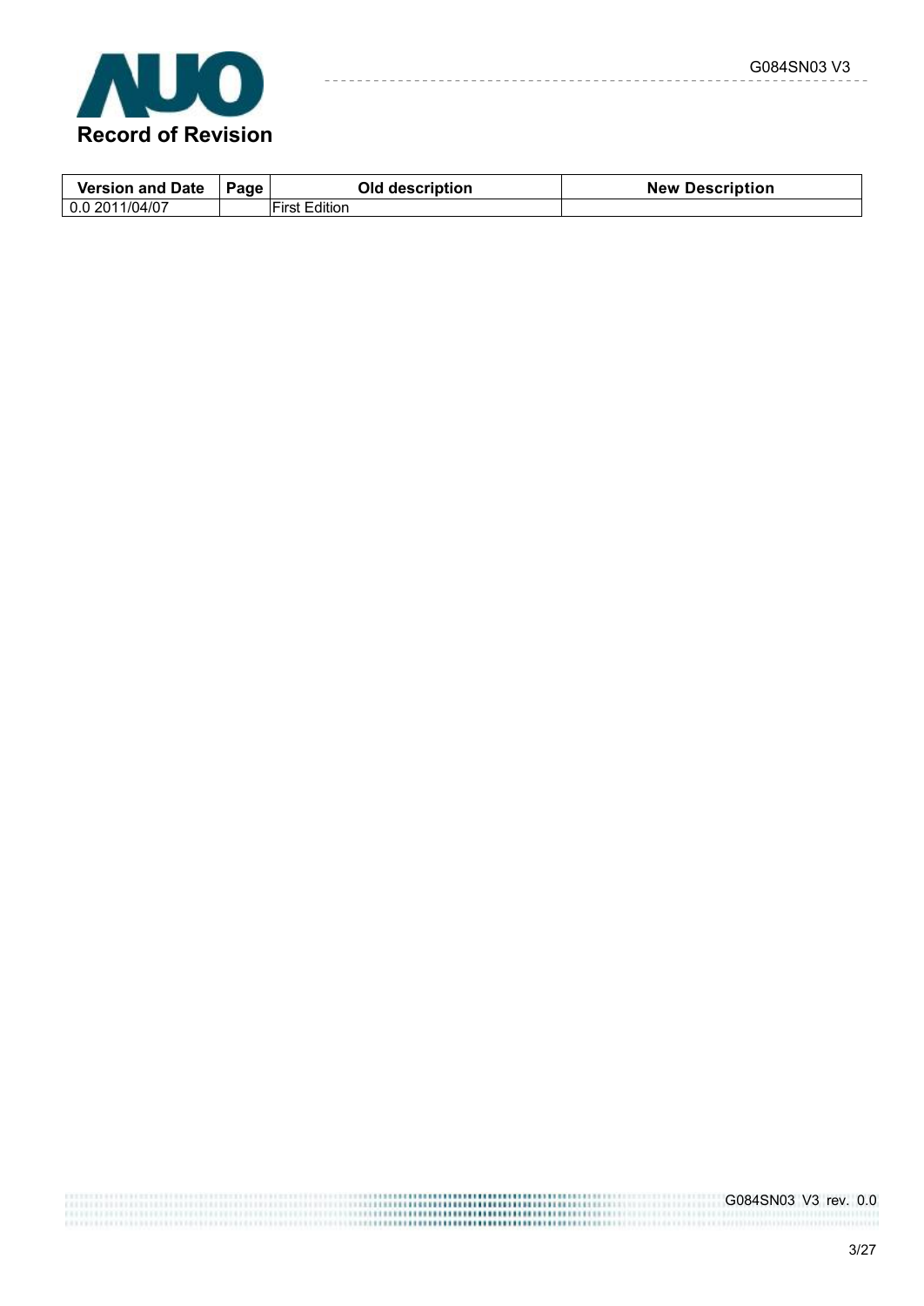# Record of Revision

| Version and Date | Page | Old description | New Description |
|---|---|---|---|
| 0.0 2011/04/07 | | First Edition | |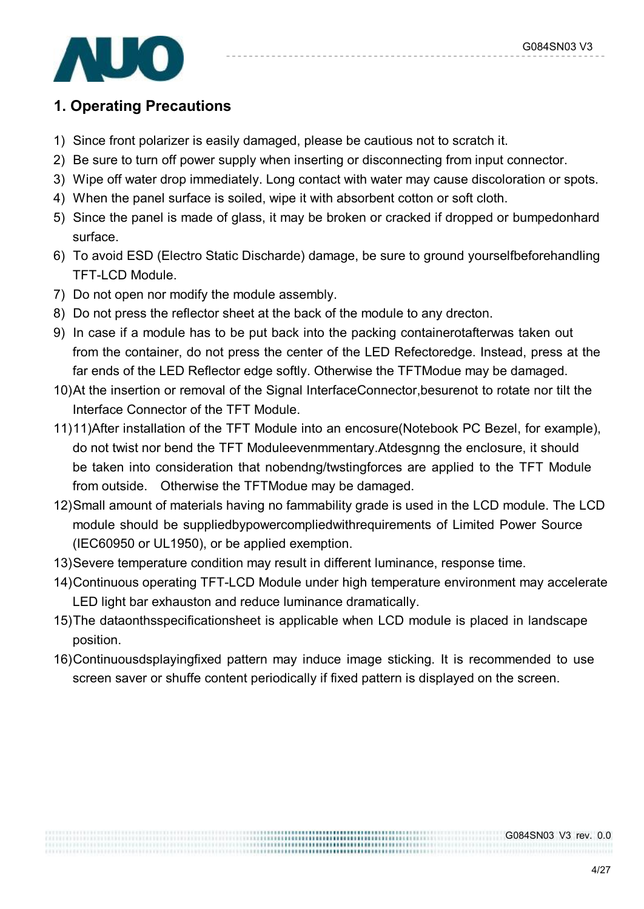## 1. Operating Precautions

1) Since front polarizer is easily damaged, please be cautious not to scratch it.
2) Be sure to turn off power supply when inserting or disconnecting from input connector.
3) Wipe off water drop immediately. Long contact with water may cause discoloration or spots.
4) When the panel surface is soiled, wipe it with absorbent cotton or soft cloth.
5) Since the panel is made of glass, it may be broken or cracked if dropped or bumpedonhard surface.
6) To avoid ESD (Electro Static Discharde) damage, be sure to ground yourselfbeforehandling TFT-LCD Module.
7) Do not open nor modify the module assembly.
8) Do not press the reflector sheet at the back of the module to any drecton.
9) In case if a module has to be put back into the packing containerotafterwas taken out from the container, do not press the center of the LED Refectoredge. Instead, press at the far ends of the LED Reflector edge softly. Otherwise the TFTModue may be damaged.
10) At the insertion or removal of the Signal InterfaceConnector,besurenot to rotate nor tilt the Interface Connector of the TFT Module.
11) 11)After installation of the TFT Module into an encosure(Notebook PC Bezel, for example), do not twist nor bend the TFT Moduleevenmmentary.Atdesgnng the enclosure, it should be taken into consideration that nobendng/twstingforces are applied to the TFT Module from outside. Otherwise the TFTModue may be damaged.
12) Small amount of materials having no fammability grade is used in the LCD module. The LCD module should be suppliedbypowercompliedwithrequirements of Limited Power Source (IEC60950 or UL1950), or be applied exemption.
13) Severe temperature condition may result in different luminance, response time.
14) Continuous operating TFT-LCD Module under high temperature environment may accelerate LED light bar exhauston and reduce luminance dramatically.
15) The dataonthsspecificationsheet is applicable when LCD module is placed in landscape position.
16) Continuousdsplayingfixed pattern may induce image sticking. It is recommended to use screen saver or shuffe content periodically if fixed pattern is displayed on the screen.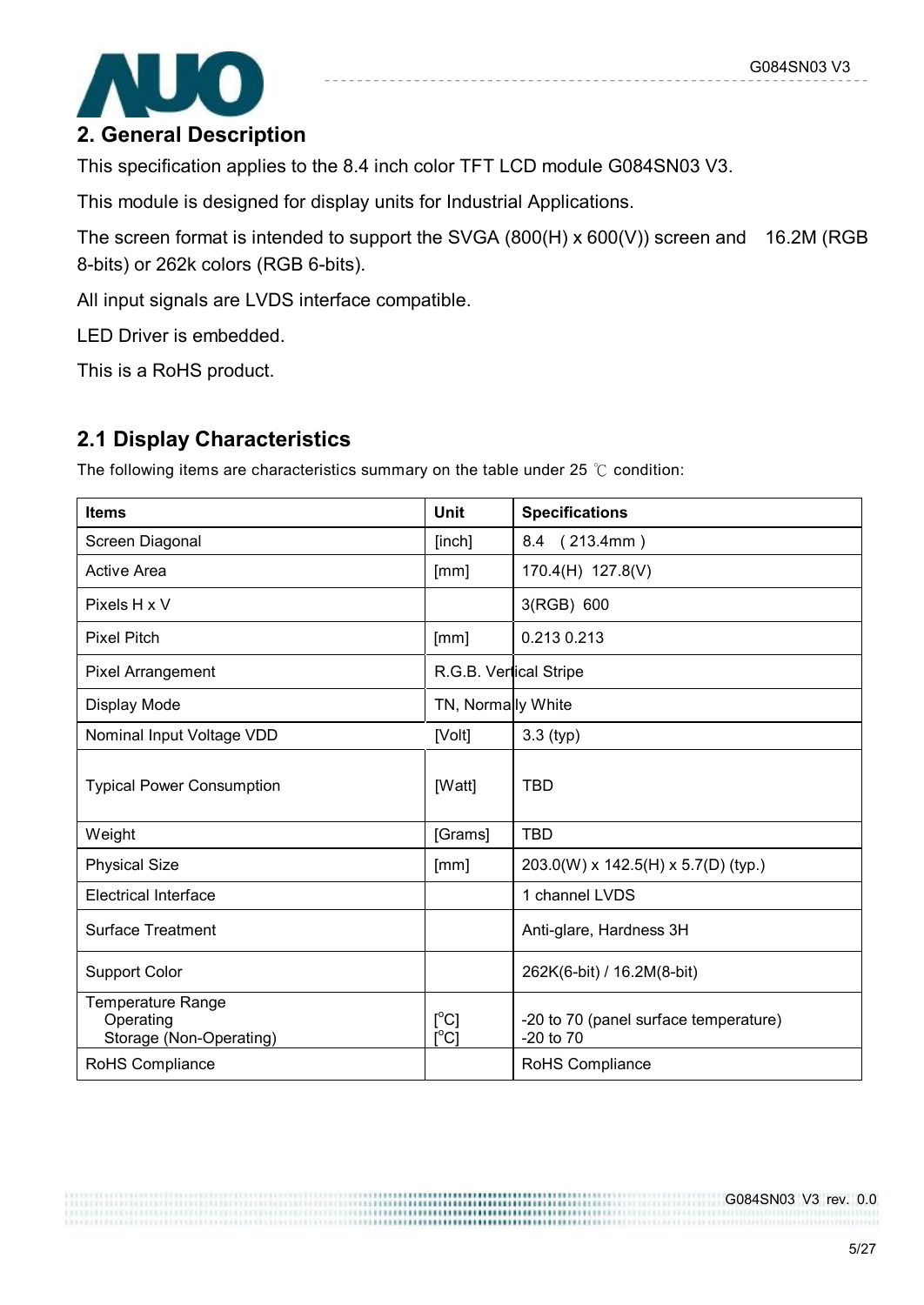## 2. General Description

This specification applies to the 8.4 inch color TFT LCD module G084SN03 V3.

This module is designed for display units for Industrial Applications.

The screen format is intended to support the SVGA (800(H) x 600(V)) screen and 16.2M (RGB 8-bits) or 262k colors (RGB 6-bits).

All input signals are LVDS interface compatible.

LED Driver is embedded.

This is a RoHS product.

### 2.1 Display Characteristics

The following items are characteristics summary on the table under 25 ℃ condition:

| Items | Unit | Specifications |
|---|---|---|
| Screen Diagonal | [inch] | 8.4 ( 213.4mm ) |
| Active Area | [mm] | 170.4(H) 127.8(V) |
| Pixels H x V | | 3(RGB) 600 |
| Pixel Pitch | [mm] | 0.213 0.213 |
| Pixel Arrangement | R.G.B. Vertical Stripe | |
| Display Mode | TN, Normally White | |
| Nominal Input Voltage VDD | [Volt] | 3.3 (typ) |
| Typical Power Consumption | [Watt] | TBD |
| Weight | [Grams] | TBD |
| Physical Size | [mm] | 203.0(W) x 142.5(H) x 5.7(D) (typ.) |
| Electrical Interface | | 1 channel LVDS |
| Surface Treatment | | Anti-glare, Hardness 3H |
| Support Color | | 262K(6-bit) / 16.2M(8-bit) |
| Temperature Range<br>Operating<br>Storage (Non-Operating) | <br>[°C]<br>[°C] | <br>-20 to 70 (panel surface temperature)<br>-20 to 70 |
| RoHS Compliance | | RoHS Compliance |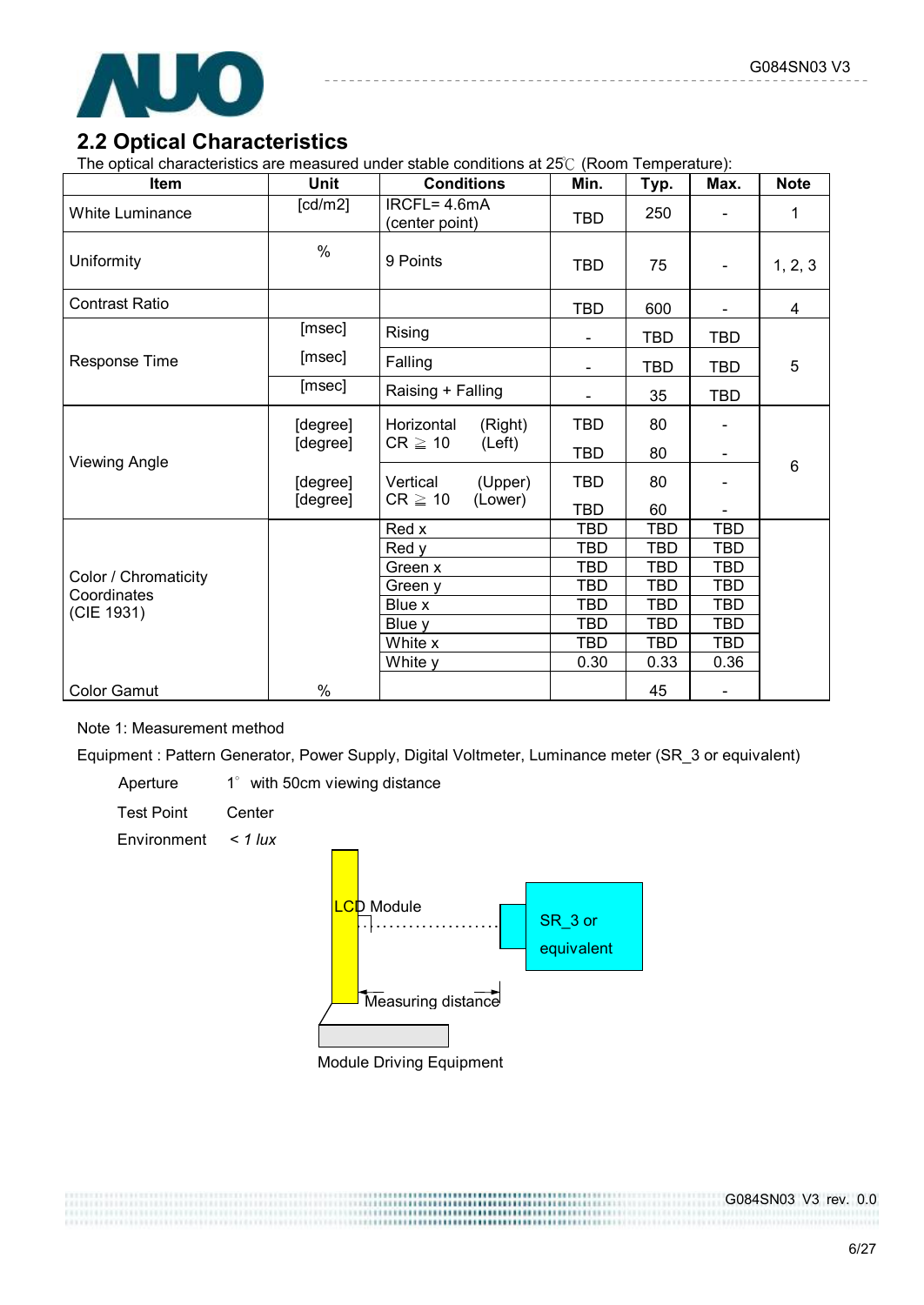## 2.2 Optical Characteristics

The optical characteristics are measured under stable conditions at 25℃ (Room Temperature):

| Item | Unit | Conditions | Min. | Typ. | Max. | Note |
|---|---|---|---|---|---|---|
| White Luminance | [cd/m2] | IRCFL= 4.6mA (center point) | TBD | 250 | - | 1 |
| Uniformity | % | 9 Points | TBD | 75 | - | 1, 2, 3 |
| Contrast Ratio | | | TBD | 600 | - | 4 |
| Response Time | [msec] | Rising | - | TBD | TBD | 5 |
| | [msec] | Falling | - | TBD | TBD | |
| | [msec] | Raising + Falling | - | 35 | TBD | |
| Viewing Angle | [degree] | Horizontal CR ≧ 10 (Right) | TBD | 80 | - | 6 |
| | [degree] | (Left) | TBD | 80 | - | |
| | [degree] | Vertical CR ≧ 10 (Upper) | TBD | 80 | - | |
| | [degree] | (Lower) | TBD | 60 | - | |
| Color / Chromaticity Coordinates (CIE 1931) | | Red x | TBD | TBD | TBD | |
| | | Red y | TBD | TBD | TBD | |
| | | Green x | TBD | TBD | TBD | |
| | | Green y | TBD | TBD | TBD | |
| | | Blue x | TBD | TBD | TBD | |
| | | Blue y | TBD | TBD | TBD | |
| | | White x | TBD | TBD | TBD | |
| | | White y | 0.30 | 0.33 | 0.36 | |
| Color Gamut | % | | | 45 | - | |

Note 1: Measurement method

Equipment : Pattern Generator, Power Supply, Digital Voltmeter, Luminance meter (SR_3 or equivalent)

Aperture 1° with 50cm viewing distance

Test Point Center

Environment *< 1 lux*

LCD Module

SR_3 or equivalent

Measuring distance

Module Driving Equipment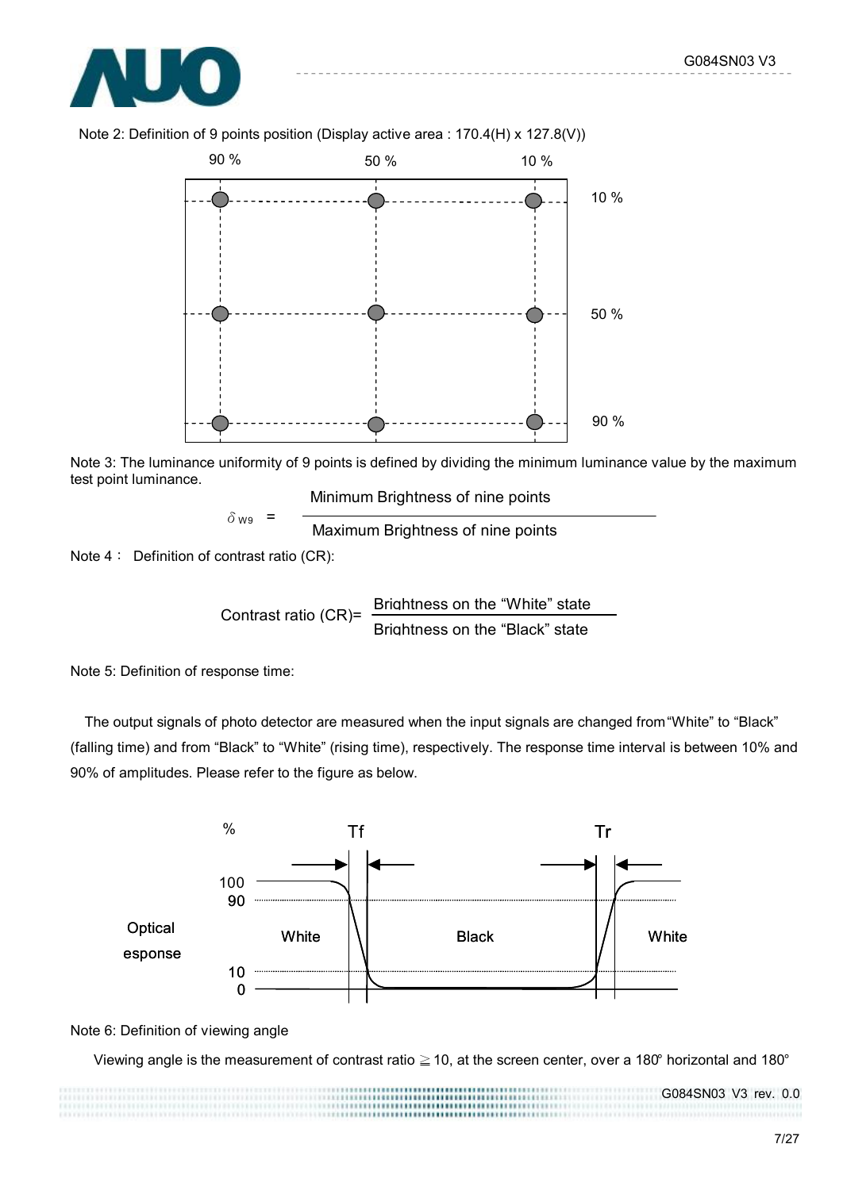Note 2: Definition of 9 points position (Display active area : 170.4(H) x 127.8(V))

Note 3: The luminance uniformity of 9 points is defined by dividing the minimum luminance value by the maximum test point luminance.

$$\delta_{W9} = \frac{\text{Minimum Brightness of nine points}}{\text{Maximum Brightness of nine points}}$$

Note 4： Definition of contrast ratio (CR):

$$\text{Contrast ratio (CR)} = \frac{\text{Brightness on the "White" state}}{\text{Brightness on the "Black" state}}$$

Note 5: Definition of response time:

The output signals of photo detector are measured when the input signals are changed from "White" to "Black" (falling time) and from "Black" to "White" (rising time), respectively. The response time interval is between 10% and 90% of amplitudes. Please refer to the figure as below.

Note 6: Definition of viewing angle

Viewing angle is the measurement of contrast ratio ≧ 10, at the screen center, over a 180° horizontal and 180°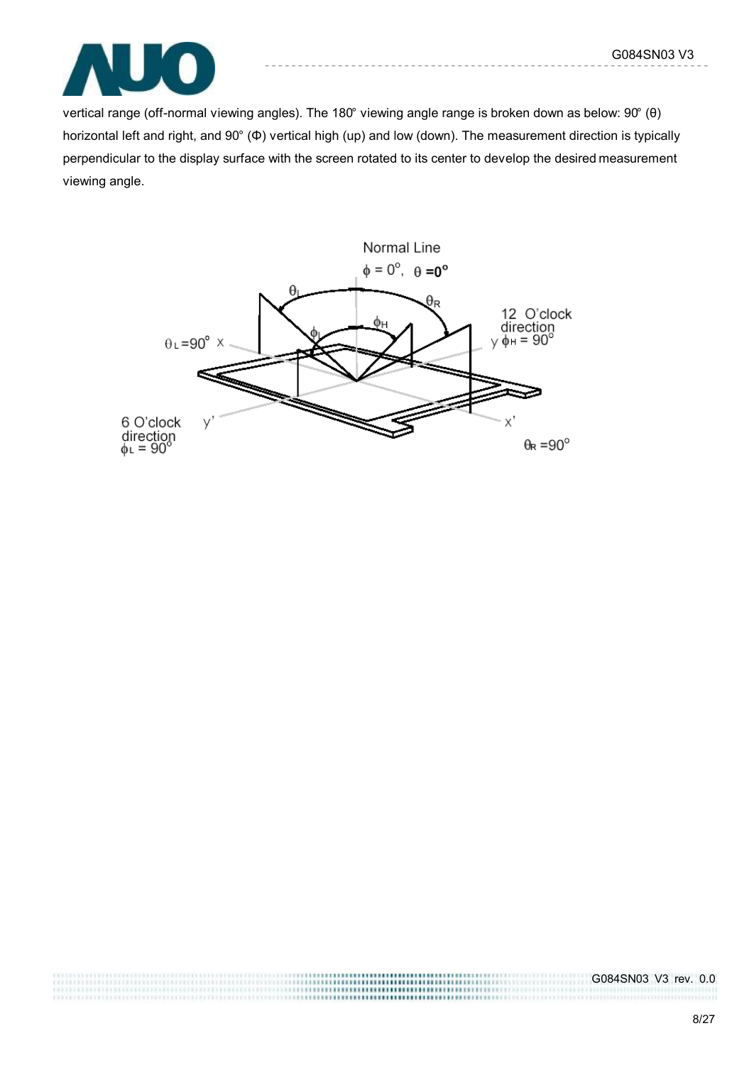vertical range (off-normal viewing angles). The 180° viewing angle range is broken down as below: 90° (θ) horizontal left and right, and 90° (Φ) vertical high (up) and low (down). The measurement direction is typically perpendicular to the display surface with the screen rotated to its center to develop the desired measurement viewing angle.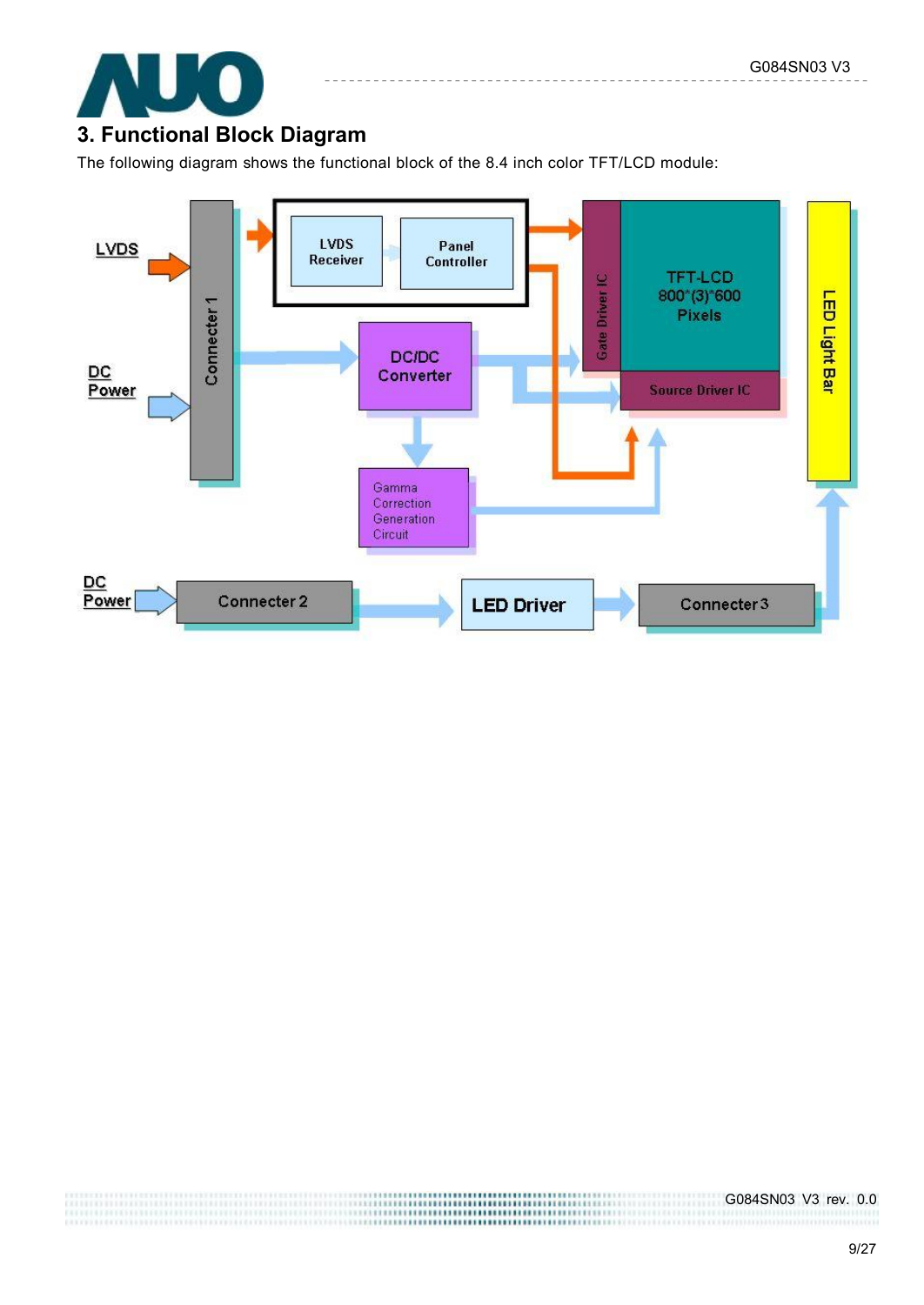## 3. Functional Block Diagram

The following diagram shows the functional block of the 8.4 inch color TFT/LCD module: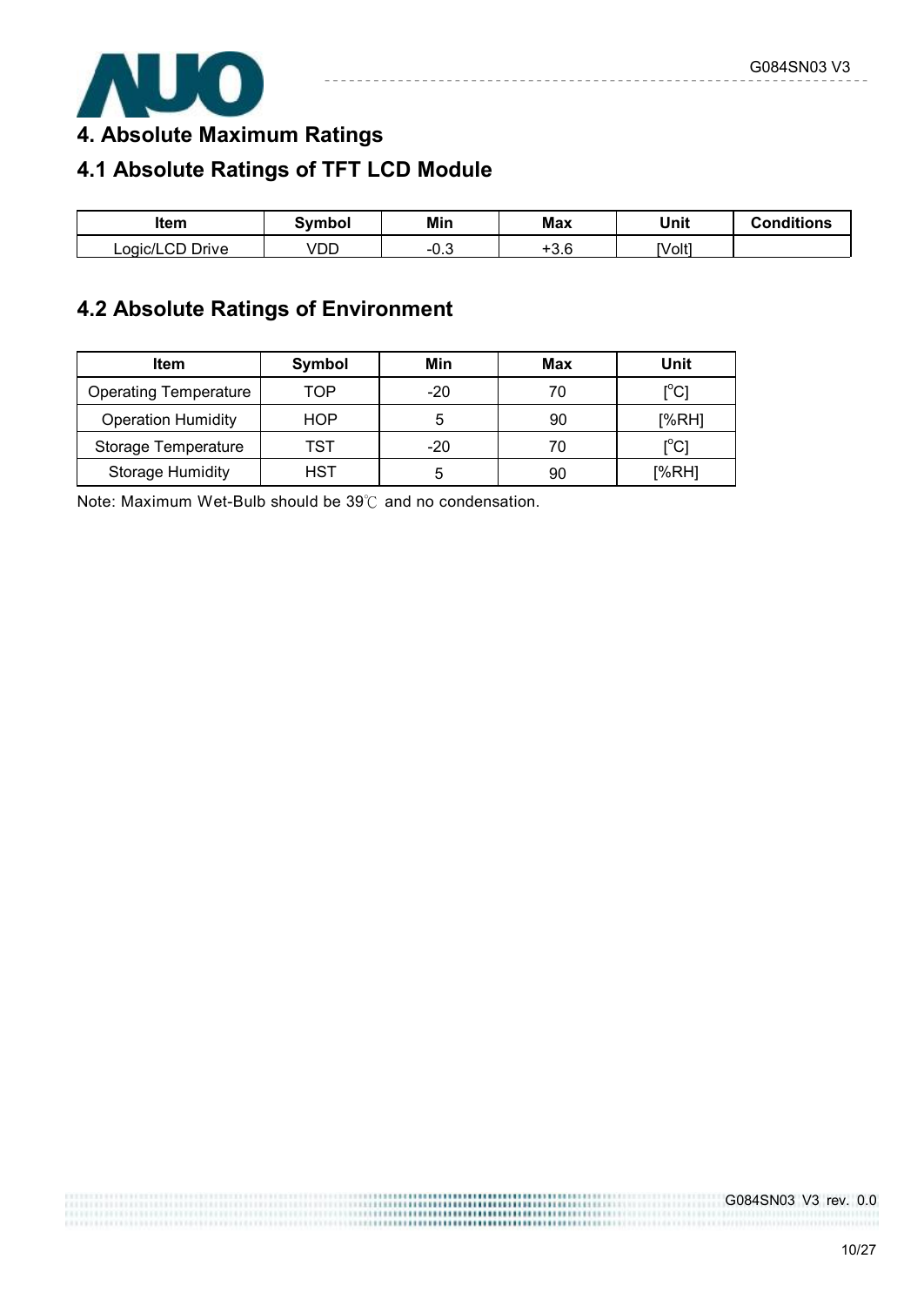# 4. Absolute Maximum Ratings

## 4.1 Absolute Ratings of TFT LCD Module

| Item | Symbol | Min | Max | Unit | Conditions |
|---|---|---|---|---|---|
| Logic/LCD Drive | VDD | -0.3 | +3.6 | [Volt] | |

## 4.2 Absolute Ratings of Environment

| Item | Symbol | Min | Max | Unit |
|---|---|---|---|---|
| Operating Temperature | TOP | -20 | 70 | [°C] |
| Operation Humidity | HOP | 5 | 90 | [%RH] |
| Storage Temperature | TST | -20 | 70 | [°C] |
| Storage Humidity | HST | 5 | 90 | [%RH] |

Note: Maximum Wet-Bulb should be 39℃ and no condensation.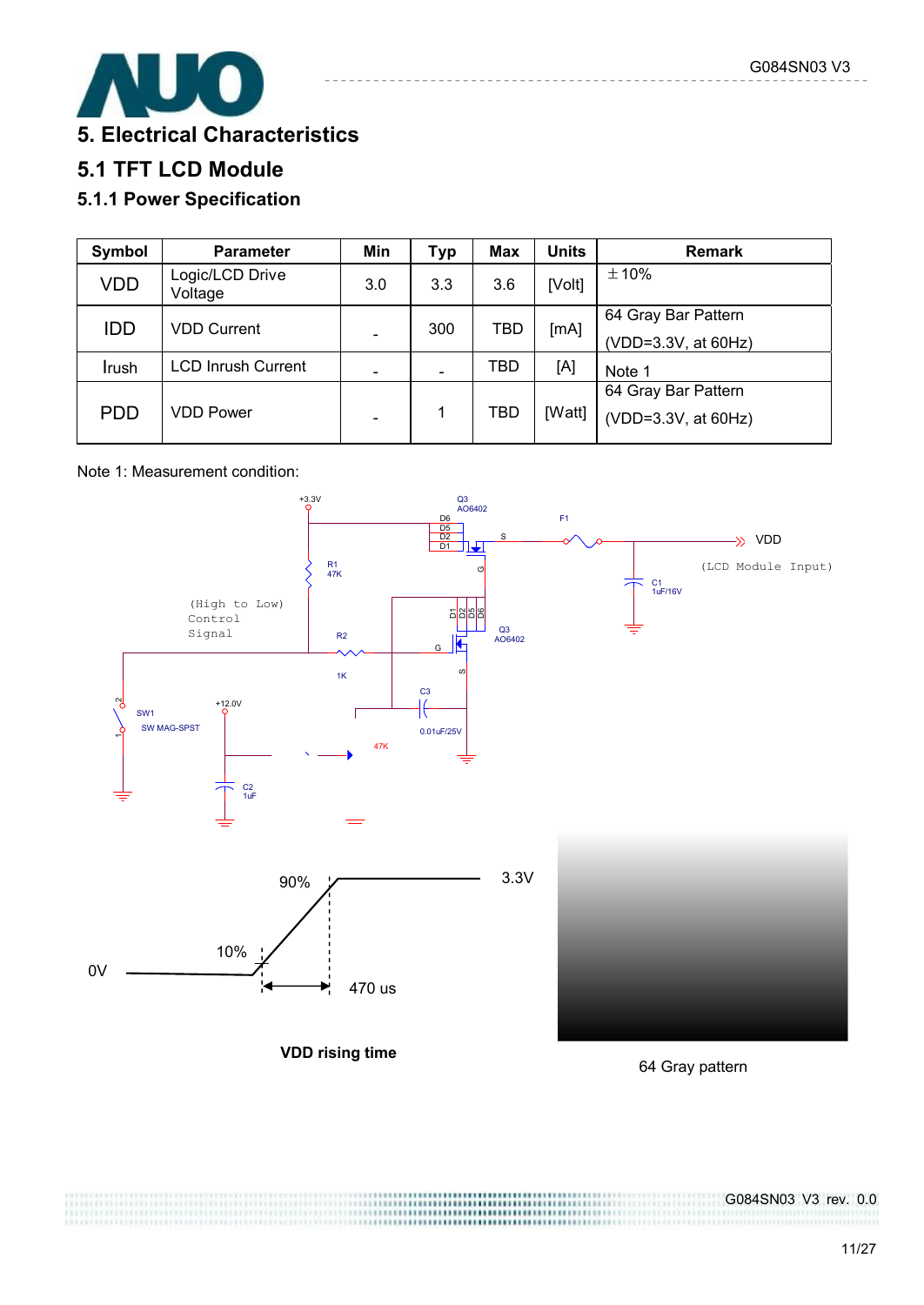# 5. Electrical Characteristics

## 5.1 TFT LCD Module

### 5.1.1 Power Specification

| Symbol | Parameter | Min | Typ | Max | Units | Remark |
|---|---|---|---|---|---|---|
| VDD | Logic/LCD Drive Voltage | 3.0 | 3.3 | 3.6 | [Volt] | ±10% |
| IDD | VDD Current | - | 300 | TBD | [mA] | 64 Gray Bar Pattern (VDD=3.3V, at 60Hz) |
| Irush | LCD Inrush Current | - | - | TBD | [A] | Note 1 |
| PDD | VDD Power | - | 1 | TBD | [Watt] | 64 Gray Bar Pattern (VDD=3.3V, at 60Hz) |

Note 1: Measurement condition:

+3.3V, Q3 AO6402, D6 D5 D2 D1, S, F1, VDD (LCD Module Input), C1 1uF/16V, R1 47K, G, (High to Low) Control Signal, R2 1K, D1 D2 D5 D6, Q3 AO6402, G, S, C3 0.01uF/25V, SW1 SW MAG-SPST, +12.0V, 47K, C2 1uF

90%, 3.3V, 10%, 0V, 470 us

**VDD rising time**

64 Gray pattern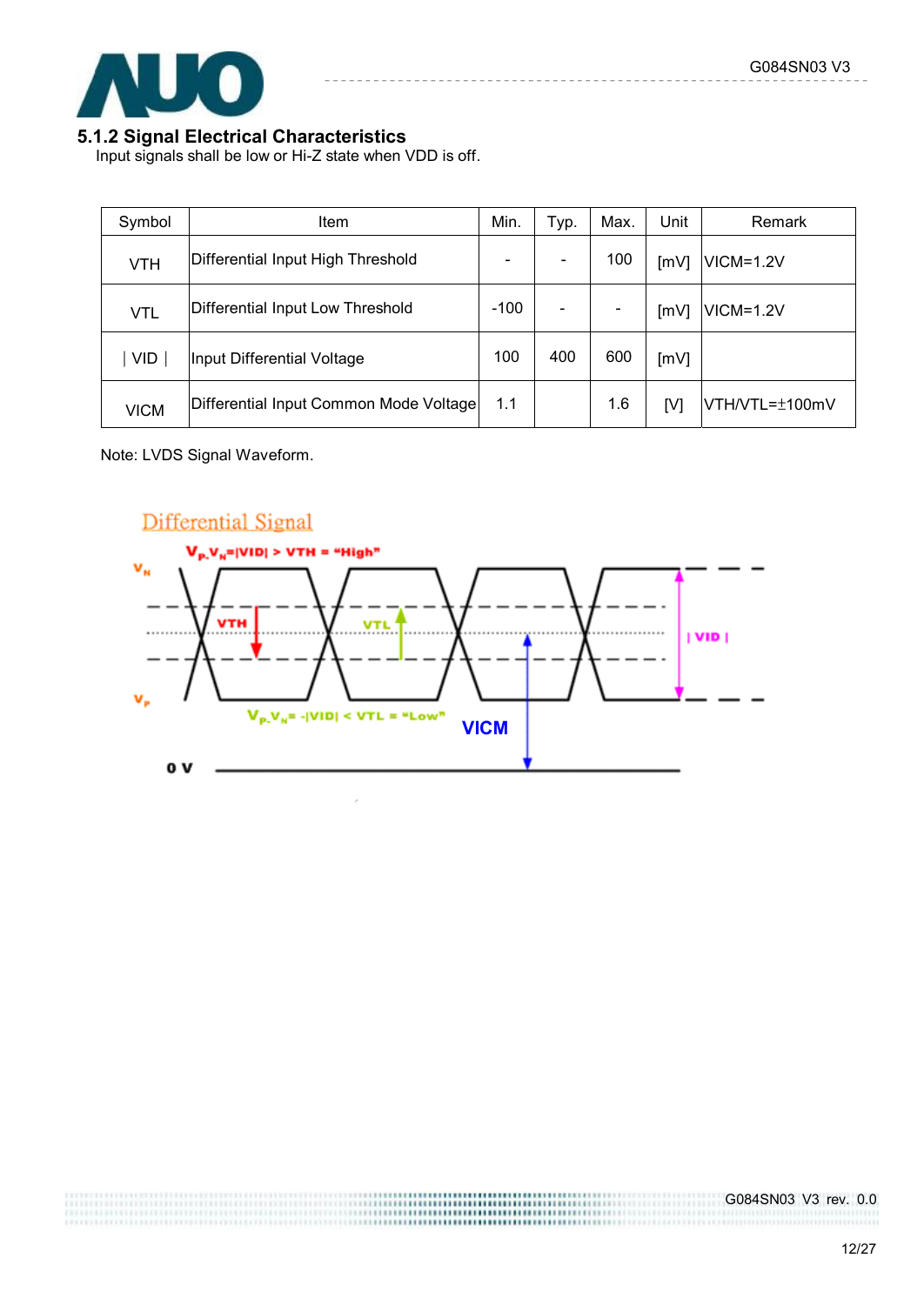### 5.1.2 Signal Electrical Characteristics

Input signals shall be low or Hi-Z state when VDD is off.

| Symbol | Item | Min. | Typ. | Max. | Unit | Remark |
|---|---|---|---|---|---|---|
| VTH | Differential Input High Threshold | - | - | 100 | [mV] | VICM=1.2V |
| VTL | Differential Input Low Threshold | -100 | - | - | [mV] | VICM=1.2V |
| ∣VID∣ | Input Differential Voltage | 100 | 400 | 600 | [mV] | |
| VICM | Differential Input Common Mode Voltage | 1.1 | | 1.6 | [V] | VTH/VTL=±100mV |

Note: LVDS Signal Waveform.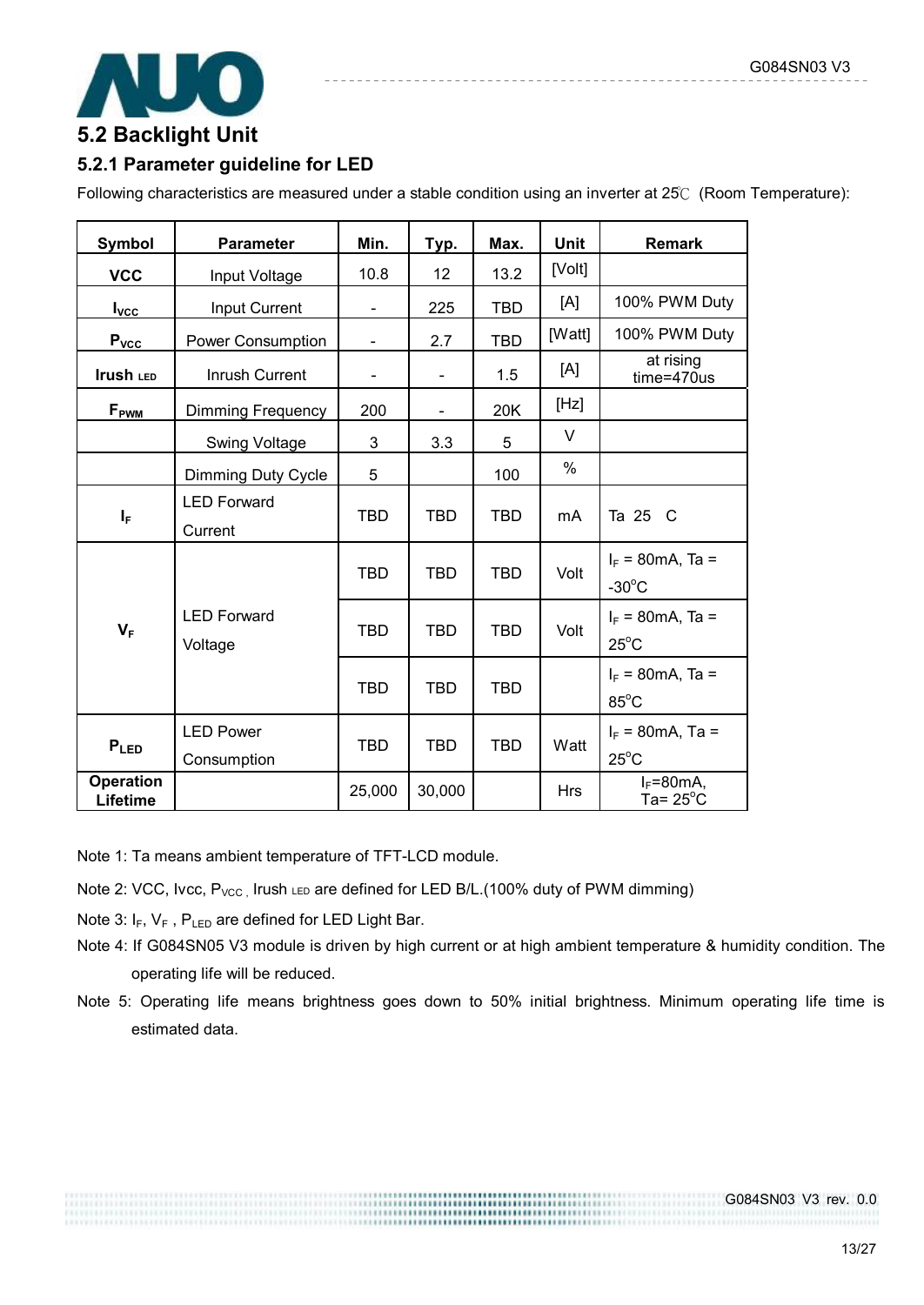## 5.2 Backlight Unit

### 5.2.1 Parameter guideline for LED

Following characteristics are measured under a stable condition using an inverter at 25℃ (Room Temperature):

| Symbol | Parameter | Min. | Typ. | Max. | Unit | Remark |
|---|---|---|---|---|---|---|
| VCC | Input Voltage | 10.8 | 12 | 13.2 | [Volt] | |
| $I_{VCC}$ | Input Current | - | 225 | TBD | [A] | 100% PWM Duty |
| $P_{VCC}$ | Power Consumption | - | 2.7 | TBD | [Watt] | 100% PWM Duty |
| Irush LED | Inrush Current | - | - | 1.5 | [A] | at rising time=470us |
| $F_{PWM}$ | Dimming Frequency | 200 | - | 20K | [Hz] | |
| | Swing Voltage | 3 | 3.3 | 5 | V | |
| | Dimming Duty Cycle | 5 | | 100 | % | |
| $I_F$ | LED Forward Current | TBD | TBD | TBD | mA | Ta 25 C |
| $V_F$ | LED Forward Voltage | TBD | TBD | TBD | Volt | $I_F$ = 80mA, Ta = -30°C |
| | | TBD | TBD | TBD | Volt | $I_F$ = 80mA, Ta = 25°C |
| | | TBD | TBD | TBD | | $I_F$ = 80mA, Ta = 85°C |
| $P_{LED}$ | LED Power Consumption | TBD | TBD | TBD | Watt | $I_F$ = 80mA, Ta = 25°C |
| Operation Lifetime | | 25,000 | 30,000 | | Hrs | $I_F$=80mA, Ta= 25°C |

Note 1: Ta means ambient temperature of TFT-LCD module.

Note 2: VCC, Ivcc, $P_{VCC}$, Irush LED are defined for LED B/L.(100% duty of PWM dimming)

Note 3: $I_F$, $V_F$, $P_{LED}$ are defined for LED Light Bar.

Note 4: If G084SN05 V3 module is driven by high current or at high ambient temperature & humidity condition. The operating life will be reduced.

Note 5: Operating life means brightness goes down to 50% initial brightness. Minimum operating life time is estimated data.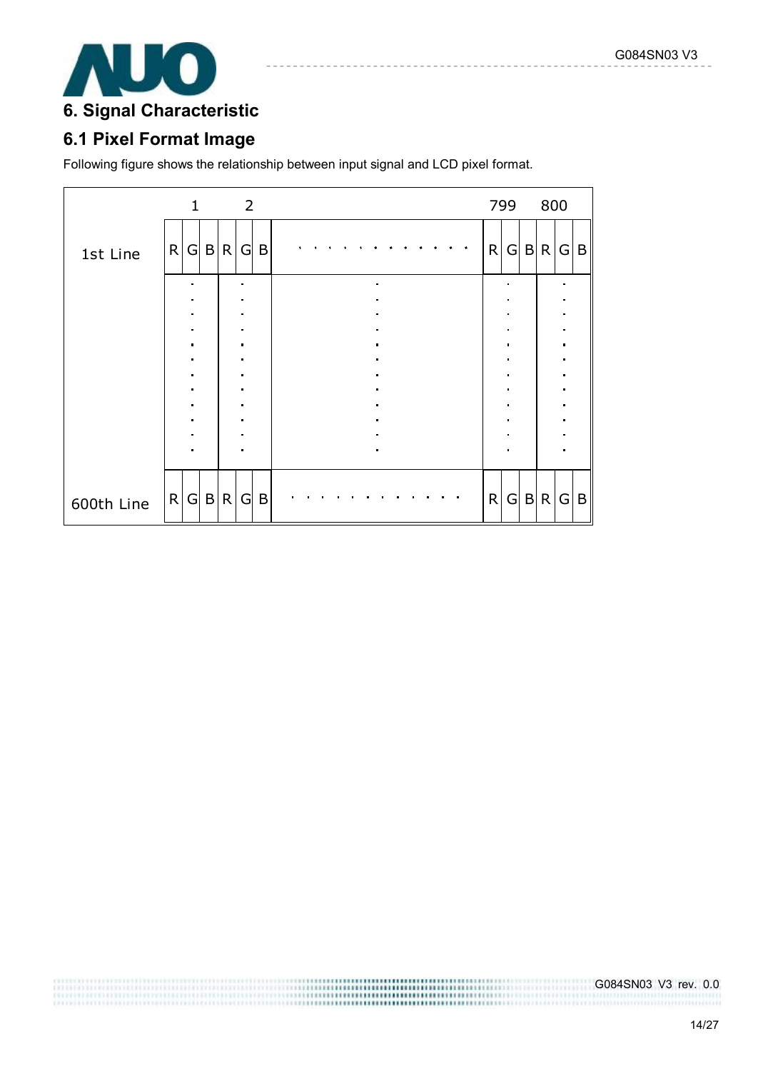# 6. Signal Characteristic

## 6.1 Pixel Format Image

Following figure shows the relationship between input signal and LCD pixel format.

| | 1 | | | 2 | | | | 799 | | | 800 | | |
|---|---|---|---|---|---|---|---|---|---|---|---|---|---|
| 1st Line | R | G | B | R | G | B | . . . . . . . . . . . . | R | G | B | R | G | B |
| | ⋮ | | | ⋮ | | | ⋮ | ⋮ | | | ⋮ | | |
| 600th Line | R | G | B | R | G | B | . . . . . . . . . . . . | R | G | B | R | G | B |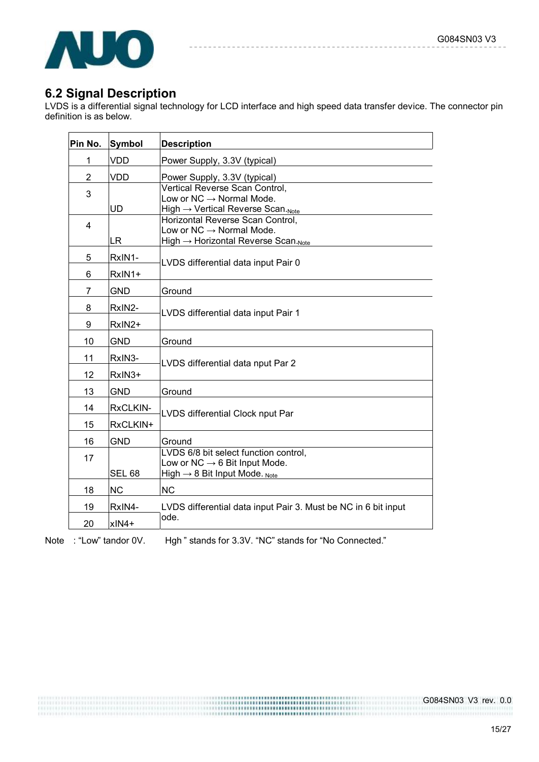## 6.2 Signal Description

LVDS is a differential signal technology for LCD interface and high speed data transfer device. The connector pin definition is as below.

| Pin No. | Symbol | Description |
|---|---|---|
| 1 | VDD | Power Supply, 3.3V (typical) |
| 2 | VDD | Power Supply, 3.3V (typical) |
| 3 | UD | Vertical Reverse Scan Control,<br>Low or NC → Normal Mode.<br>High → Vertical Reverse Scan.Note |
| 4 | LR | Horizontal Reverse Scan Control,<br>Low or NC → Normal Mode.<br>High → Horizontal Reverse Scan.Note |
| 5 | RxIN1- | LVDS differential data input Pair 0 |
| 6 | RxIN1+ | |
| 7 | GND | Ground |
| 8 | RxIN2- | LVDS differential data input Pair 1 |
| 9 | RxIN2+ | |
| 10 | GND | Ground |
| 11 | RxIN3- | LVDS differential data nput Par 2 |
| 12 | RxIN3+ | |
| 13 | GND | Ground |
| 14 | RxCLKIN- | LVDS differential Clock nput Par |
| 15 | RxCLKIN+ | |
| 16 | GND | Ground |
| 17 | SEL 68 | LVDS 6/8 bit select function control,<br>Low or NC → 6 Bit Input Mode.<br>High → 8 Bit Input Mode. Note |
| 18 | NC | NC |
| 19 | RxIN4- | LVDS differential data input Pair 3. Must be NC in 6 bit input ode. |
| 20 | xIN4+ | |

Note : "Low" tandor 0V. Hgh " stands for 3.3V. "NC" stands for "No Connected."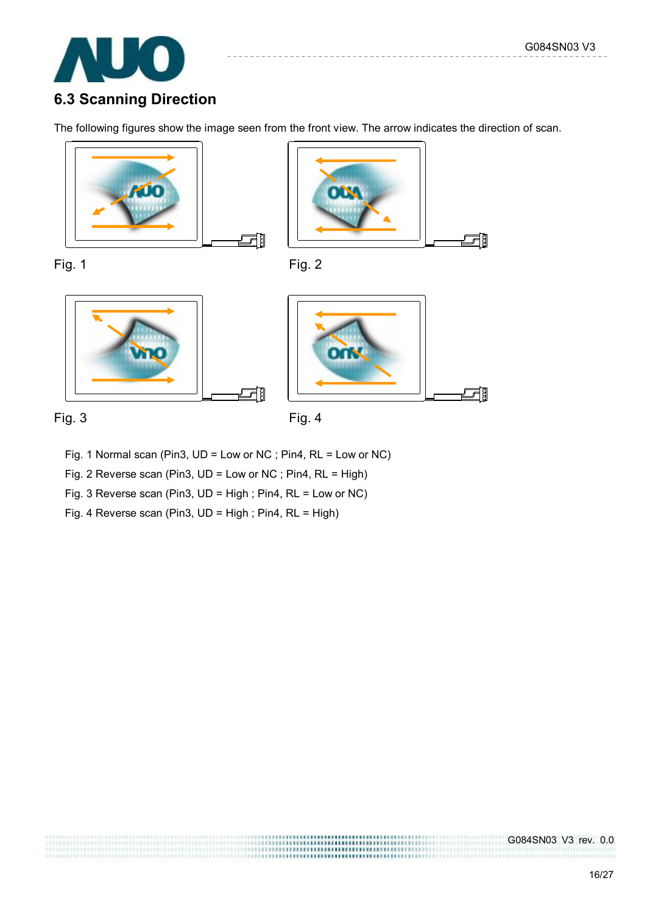## 6.3 Scanning Direction

The following figures show the image seen from the front view. The arrow indicates the direction of scan.

Fig. 1

Fig. 2

Fig. 3

Fig. 4

Fig. 1 Normal scan (Pin3, UD = Low or NC ; Pin4, RL = Low or NC)

Fig. 2 Reverse scan (Pin3, UD = Low or NC ; Pin4, RL = High)

Fig. 3 Reverse scan (Pin3, UD = High ; Pin4, RL = Low or NC)

Fig. 4 Reverse scan (Pin3, UD = High ; Pin4, RL = High)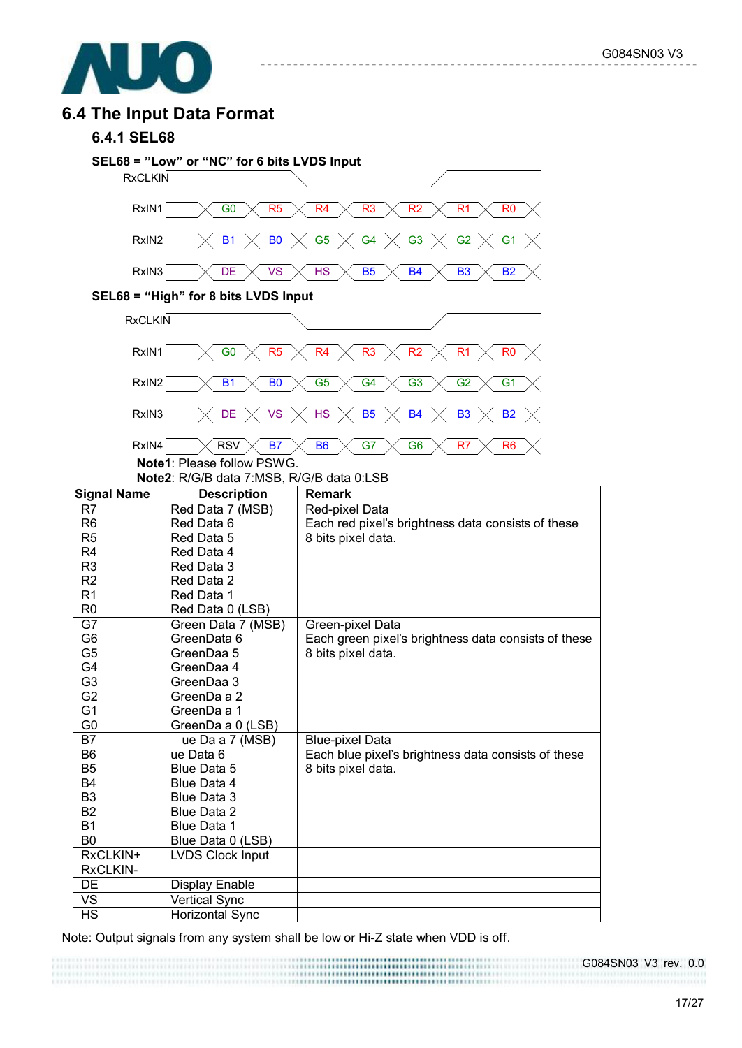## 6.4 The Input Data Format

### 6.4.1 SEL68

**SEL68 = "Low" or "NC" for 6 bits LVDS Input**

RxCLKIN

| RxIN1 | G0 | R5 | R4 | R3 | R2 | R1 | R0 |
|---|---|---|---|---|---|---|---|
| RxIN2 | B1 | B0 | G5 | G4 | G3 | G2 | G1 |
| RxIN3 | DE | VS | HS | B5 | B4 | B3 | B2 |

**SEL68 = "High" for 8 bits LVDS Input**

RxCLKIN

| RxIN1 | G0 | R5 | R4 | R3 | R2 | R1 | R0 |
|---|---|---|---|---|---|---|---|
| RxIN2 | B1 | B0 | G5 | G4 | G3 | G2 | G1 |
| RxIN3 | DE | VS | HS | B5 | B4 | B3 | B2 |
| RxIN4 | RSV | B7 | B6 | G7 | G6 | R7 | R6 |

**Note1**: Please follow PSWG.

**Note2**: R/G/B data 7:MSB, R/G/B data 0:LSB

| Signal Name | Description | Remark |
|---|---|---|
| R7<br>R6<br>R5<br>R4<br>R3<br>R2<br>R1<br>R0 | Red Data 7 (MSB)<br>Red Data 6<br>Red Data 5<br>Red Data 4<br>Red Data 3<br>Red Data 2<br>Red Data 1<br>Red Data 0 (LSB) | Red-pixel Data<br>Each red pixel's brightness data consists of these 8 bits pixel data. |
| G7<br>G6<br>G5<br>G4<br>G3<br>G2<br>G1<br>G0 | Green Data 7 (MSB)<br>GreenData 6<br>GreenDaa 5<br>GreenDaa 4<br>GreenDaa 3<br>GreenDa a 2<br>GreenDa a 1<br>GreenDa a 0 (LSB) | Green-pixel Data<br>Each green pixel's brightness data consists of these 8 bits pixel data. |
| B7<br>B6<br>B5<br>B4<br>B3<br>B2<br>B1<br>B0 | ue Da a 7 (MSB)<br>ue Data 6<br>Blue Data 5<br>Blue Data 4<br>Blue Data 3<br>Blue Data 2<br>Blue Data 1<br>Blue Data 0 (LSB) | Blue-pixel Data<br>Each blue pixel's brightness data consists of these 8 bits pixel data. |
| RxCLKIN+<br>RxCLKIN- | LVDS Clock Input | |
| DE | Display Enable | |
| VS | Vertical Sync | |
| HS | Horizontal Sync | |

Note: Output signals from any system shall be low or Hi-Z state when VDD is off.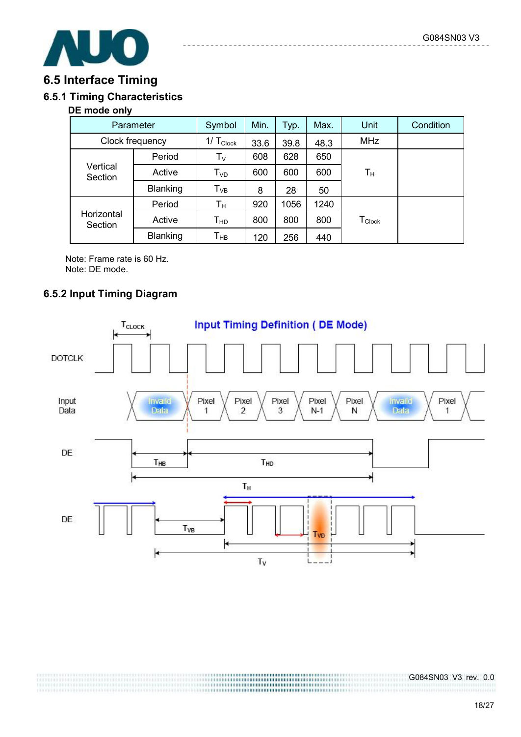## 6.5 Interface Timing

### 6.5.1 Timing Characteristics

**DE mode only**

| Parameter | | Symbol | Min. | Typ. | Max. | Unit | Condition |
|---|---|---|---|---|---|---|---|
| Clock frequency | | $1/T_{Clock}$ | 33.6 | 39.8 | 48.3 | MHz | |
| Vertical Section | Period | $T_V$ | 608 | 628 | 650 | $T_H$ | |
| | Active | $T_{VD}$ | 600 | 600 | 600 | | |
| | Blanking | $T_{VB}$ | 8 | 28 | 50 | | |
| Horizontal Section | Period | $T_H$ | 920 | 1056 | 1240 | $T_{Clock}$ | |
| | Active | $T_{HD}$ | 800 | 800 | 800 | | |
| | Blanking | $T_{HB}$ | 120 | 256 | 440 | | |

Note: Frame rate is 60 Hz.
Note: DE mode.

### 6.5.2 Input Timing Diagram

Input Timing Definition ( DE Mode)

DOTCLK — $T_{CLOCK}$

Input Data: Invaild Data, Pixel 1, Pixel 2, Pixel 3, Pixel N-1, Pixel N, Invaild Data, Pixel 1

DE — $T_{HB}$, $T_{HD}$, $T_H$

DE — $T_{VB}$, $T_{VD}$, $T_V$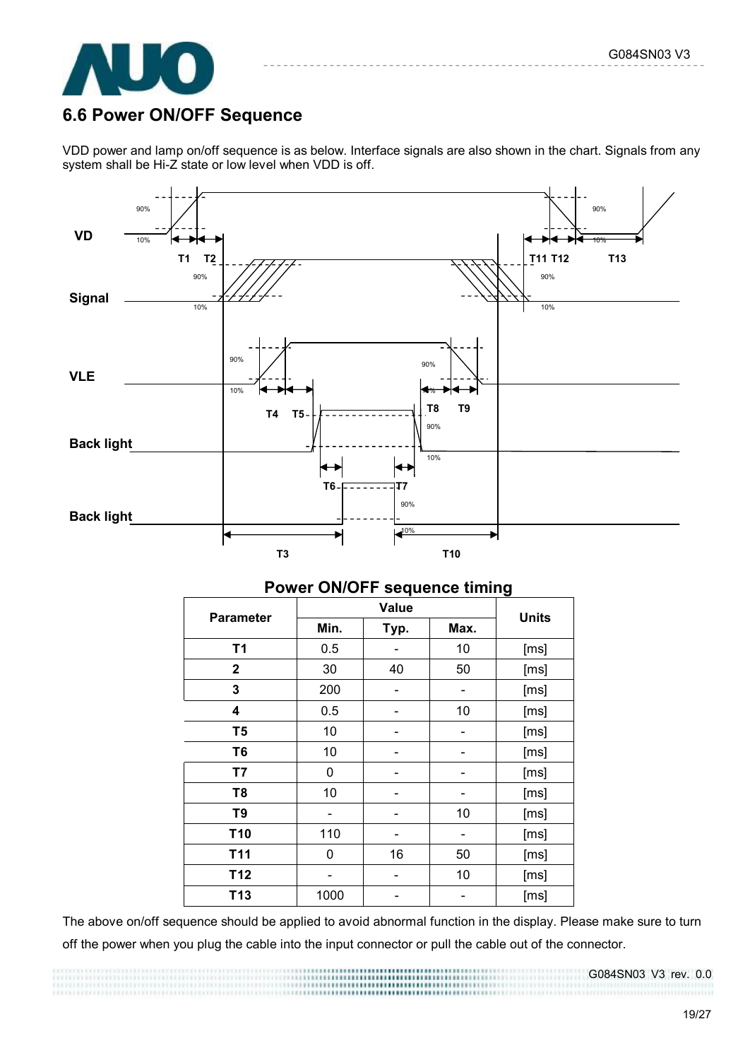## 6.6 Power ON/OFF Sequence

VDD power and lamp on/off sequence is as below. Interface signals are also shown in the chart. Signals from any system shall be Hi-Z state or low level when VDD is off.

**Power ON/OFF sequence timing**

| Parameter | Value | | | Units |
|---|---|---|---|---|
| | Min. | Typ. | Max. | |
| T1 | 0.5 | - | 10 | [ms] |
| 2 | 30 | 40 | 50 | [ms] |
| 3 | 200 | - | - | [ms] |
| 4 | 0.5 | - | 10 | [ms] |
| T5 | 10 | - | - | [ms] |
| T6 | 10 | - | - | [ms] |
| T7 | 0 | - | - | [ms] |
| T8 | 10 | - | - | [ms] |
| T9 | - | - | 10 | [ms] |
| T10 | 110 | - | - | [ms] |
| T11 | 0 | 16 | 50 | [ms] |
| T12 | - | - | 10 | [ms] |
| T13 | 1000 | - | - | [ms] |

The above on/off sequence should be applied to avoid abnormal function in the display. Please make sure to turn off the power when you plug the cable into the input connector or pull the cable out of the connector.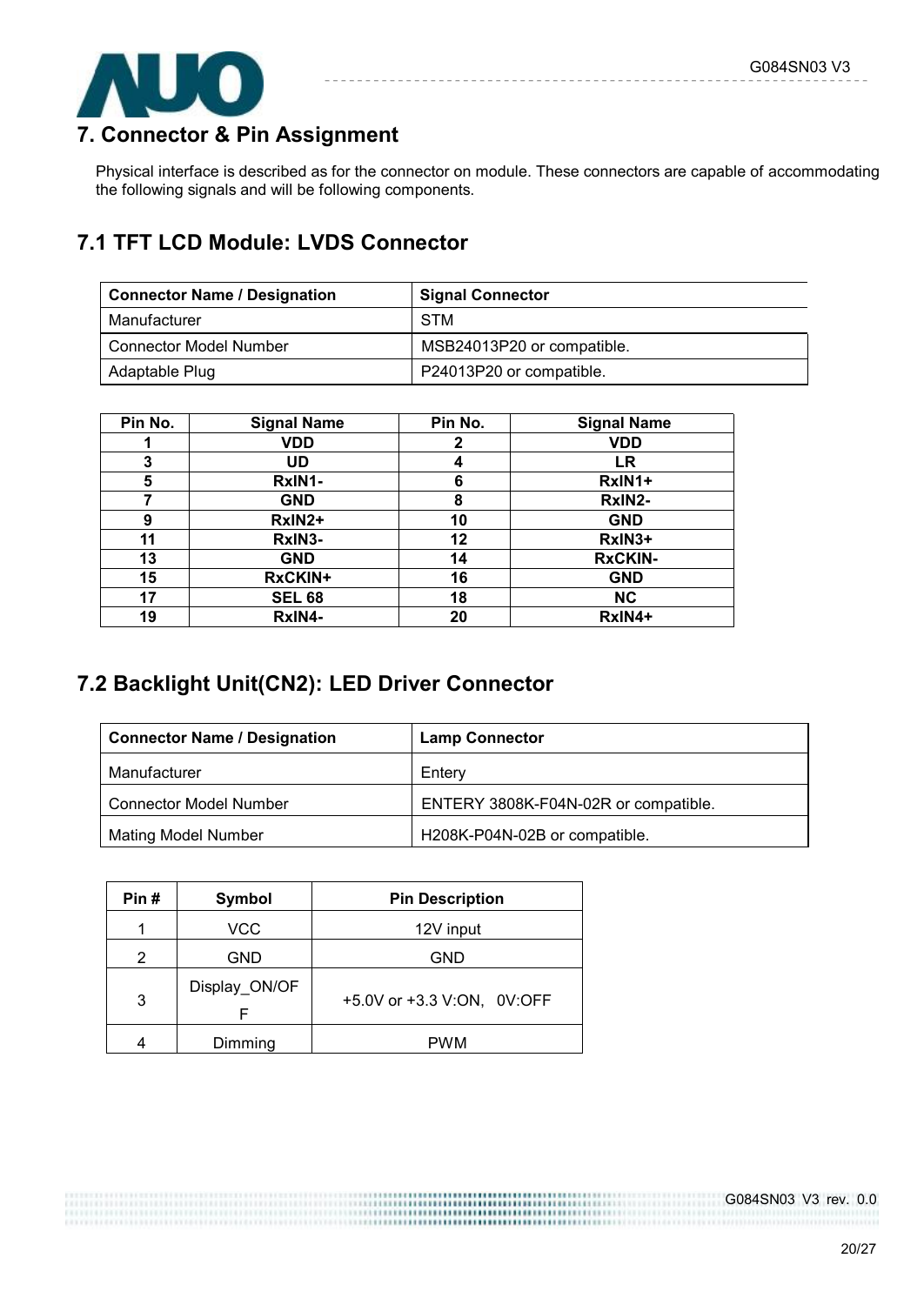# 7. Connector & Pin Assignment

Physical interface is described as for the connector on module. These connectors are capable of accommodating the following signals and will be following components.

## 7.1 TFT LCD Module: LVDS Connector

| Connector Name / Designation | Signal Connector |
| --- | --- |
| Manufacturer | STM |
| Connector Model Number | MSB24013P20 or compatible. |
| Adaptable Plug | P24013P20 or compatible. |

| Pin No. | Signal Name | Pin No. | Signal Name |
| --- | --- | --- | --- |
| 1 | VDD | 2 | VDD |
| 3 | UD | 4 | LR |
| 5 | RxIN1- | 6 | RxIN1+ |
| 7 | GND | 8 | RxIN2- |
| 9 | RxIN2+ | 10 | GND |
| 11 | RxIN3- | 12 | RxIN3+ |
| 13 | GND | 14 | RxCKIN- |
| 15 | RxCKIN+ | 16 | GND |
| 17 | SEL 68 | 18 | NC |
| 19 | RxIN4- | 20 | RxIN4+ |

## 7.2 Backlight Unit(CN2): LED Driver Connector

| Connector Name / Designation | Lamp Connector |
| --- | --- |
| Manufacturer | Entery |
| Connector Model Number | ENTERY 3808K-F04N-02R or compatible. |
| Mating Model Number | H208K-P04N-02B or compatible. |

| Pin # | Symbol | Pin Description |
| --- | --- | --- |
| 1 | VCC | 12V input |
| 2 | GND | GND |
| 3 | Display_ON/OFF | +5.0V or +3.3 V:ON, 0V:OFF |
| 4 | Dimming | PWM |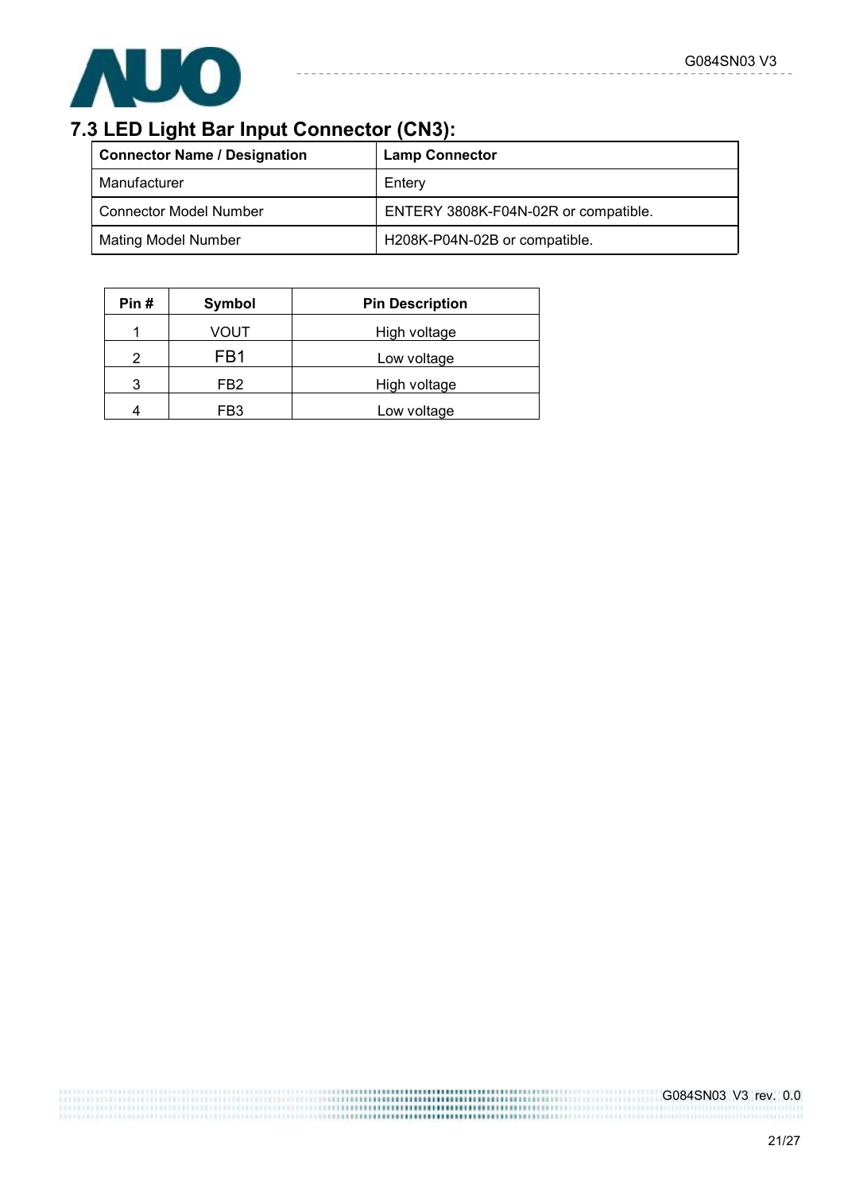## 7.3 LED Light Bar Input Connector (CN3):

| Connector Name / Designation | Lamp Connector |
|---|---|
| Manufacturer | Entery |
| Connector Model Number | ENTERY 3808K-F04N-02R or compatible. |
| Mating Model Number | H208K-P04N-02B or compatible. |

| Pin # | Symbol | Pin Description |
|---|---|---|
| 1 | VOUT | High voltage |
| 2 | FB1 | Low voltage |
| 3 | FB2 | High voltage |
| 4 | FB3 | Low voltage |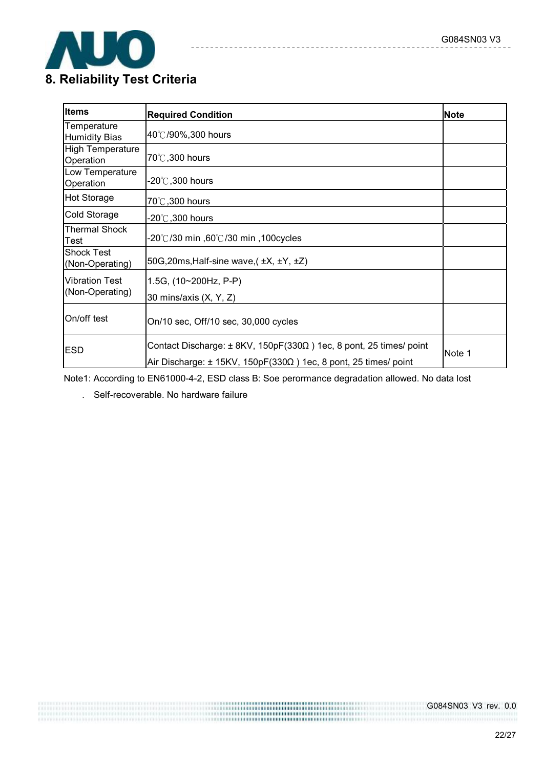# 8. Reliability Test Criteria

| Items | Required Condition | Note |
|---|---|---|
| Temperature Humidity Bias | 40℃/90%,300 hours | |
| High Temperature Operation | 70℃,300 hours | |
| Low Temperature Operation | -20℃,300 hours | |
| Hot Storage | 70℃,300 hours | |
| Cold Storage | -20℃,300 hours | |
| Thermal Shock Test | -20℃/30 min ,60℃/30 min ,100cycles | |
| Shock Test (Non-Operating) | 50G,20ms,Half-sine wave,( ±X, ±Y, ±Z) | |
| Vibration Test (Non-Operating) | 1.5G, (10~200Hz, P-P)<br>30 mins/axis (X, Y, Z) | |
| On/off test | On/10 sec, Off/10 sec, 30,000 cycles | |
| ESD | Contact Discharge: ± 8KV, 150pF(330Ω ) 1ec, 8 pont, 25 times/ point<br>Air Discharge: ± 15KV, 150pF(330Ω ) 1ec, 8 pont, 25 times/ point | Note 1 |

Note1: According to EN61000-4-2, ESD class B: Soe perormance degradation allowed. No data lost

. Self-recoverable. No hardware failure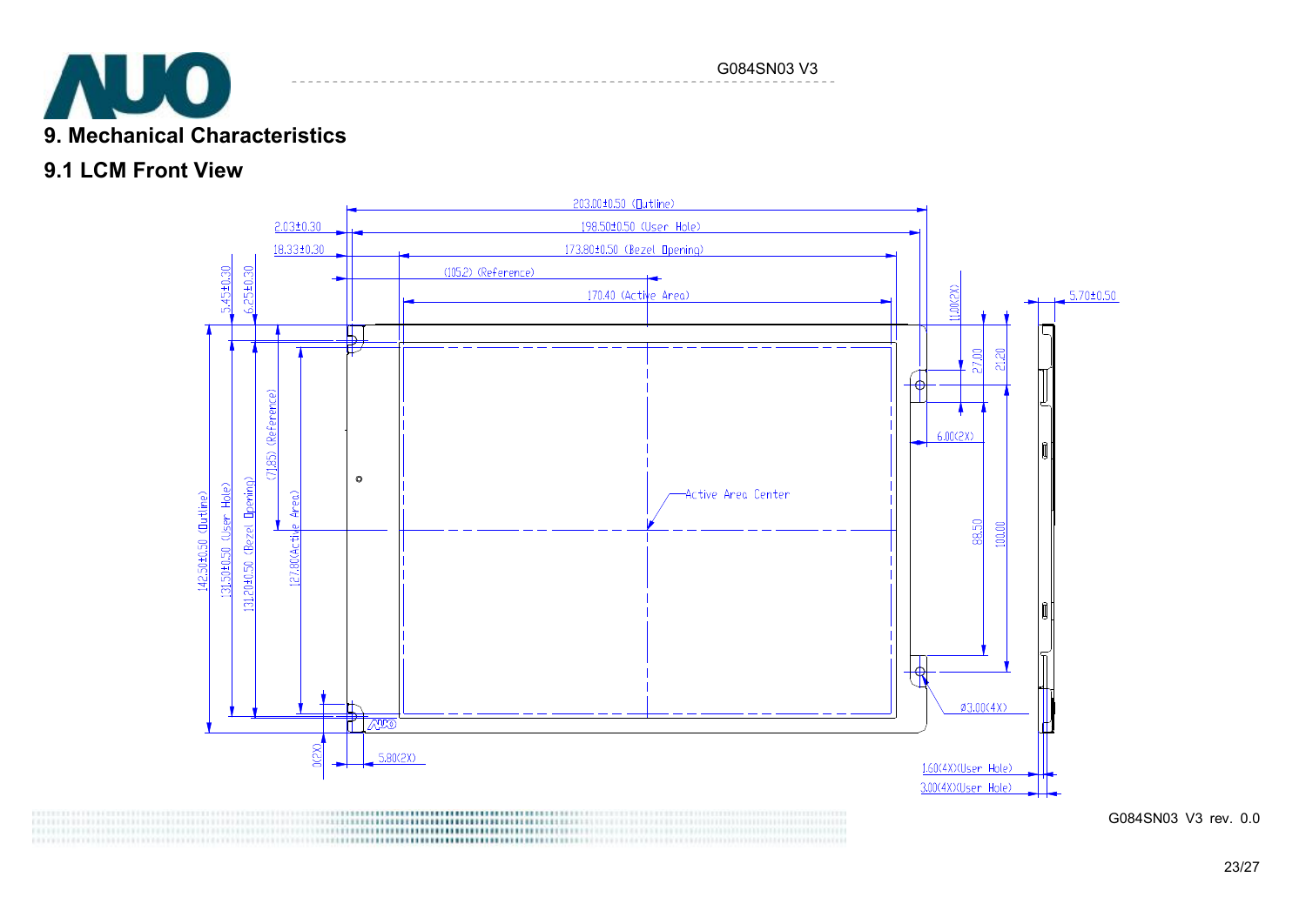## 9. Mechanical Characteristics

### 9.1 LCM Front View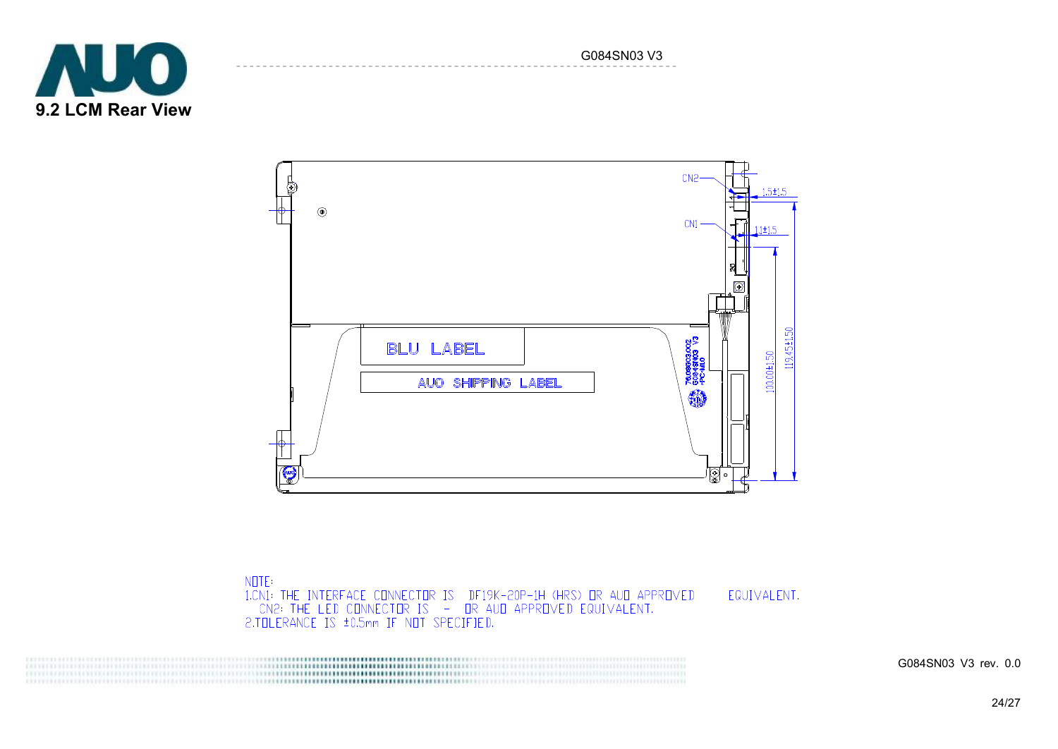## 9.2 LCM Rear View

NOTE:

1. CN1: THE INTERFACE CONNECTOR IS DF19K-20P-1H (HRS) OR AUO APPROVED EQUIVALENT.
   CN2: THE LED CONNECTOR IS - OR AUO APPROVED EQUIVALENT.
2. TOLERANCE IS ±0.5mm IF NOT SPECIFIED.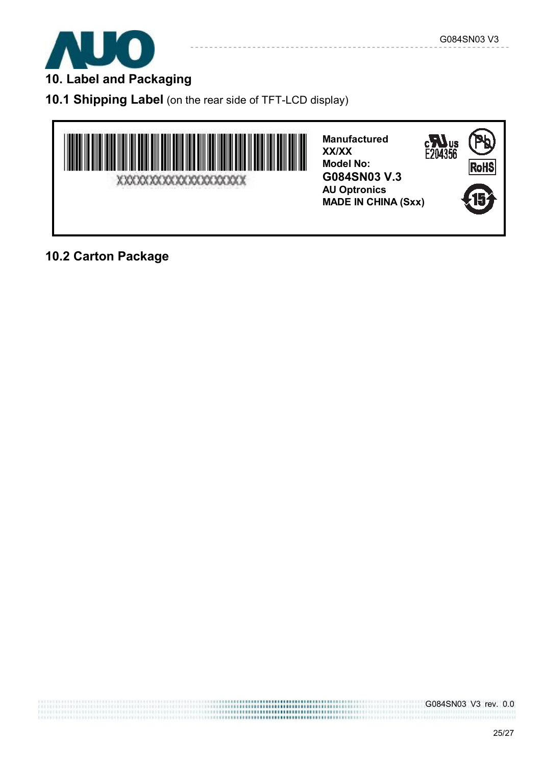# 10. Label and Packaging

## 10.1 Shipping Label (on the rear side of TFT-LCD display)

XXXXXXXXXXXXXXXXXXXXX

**Manufactured**
**XX/XX**
**Model No:**
**G084SN03 V.3**
**AU Optronics**
**MADE IN CHINA (Sxx)**

E204356

RoHS

15

## 10.2 Carton Package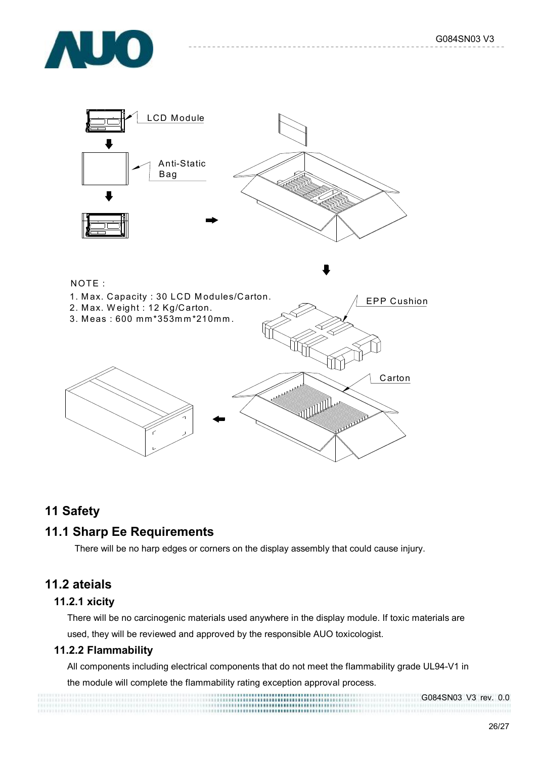LCD Module

Anti-Static Bag

NOTE :

1. Max. Capacity : 30 LCD Modules/Carton.
2. Max. Weight : 12 Kg/Carton.
3. Meas : 600 mm*353mm*210mm.

EPP Cushion

Carton

## 11 Safety

## 11.1 Sharp Ee Requirements

There will be no harp edges or corners on the display assembly that could cause injury.

## 11.2 ateials

### 11.2.1 xicity

There will be no carcinogenic materials used anywhere in the display module. If toxic materials are used, they will be reviewed and approved by the responsible AUO toxicologist.

### 11.2.2 Flammability

All components including electrical components that do not meet the flammability grade UL94-V1 in the module will complete the flammability rating exception approval process.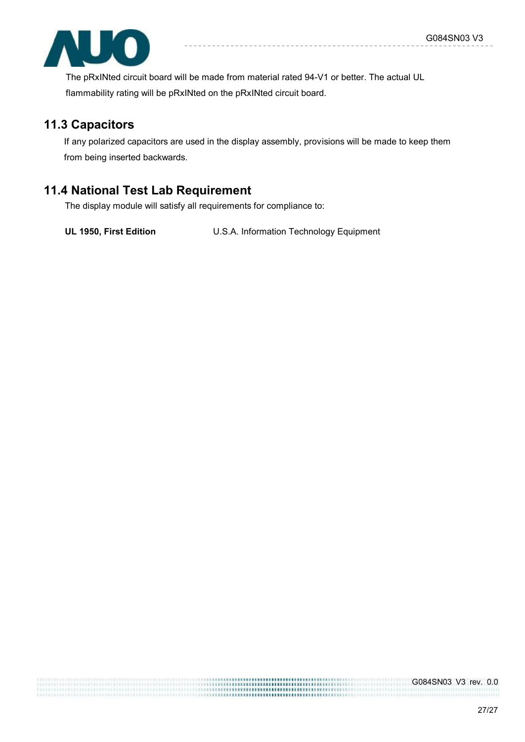The pRxINted circuit board will be made from material rated 94-V1 or better. The actual UL flammability rating will be pRxINted on the pRxINted circuit board.

## 11.3 Capacitors

If any polarized capacitors are used in the display assembly, provisions will be made to keep them from being inserted backwards.

## 11.4 National Test Lab Requirement

The display module will satisfy all requirements for compliance to:

| | |
|---|---|
| **UL 1950, First Edition** | U.S.A. Information Technology Equipment |